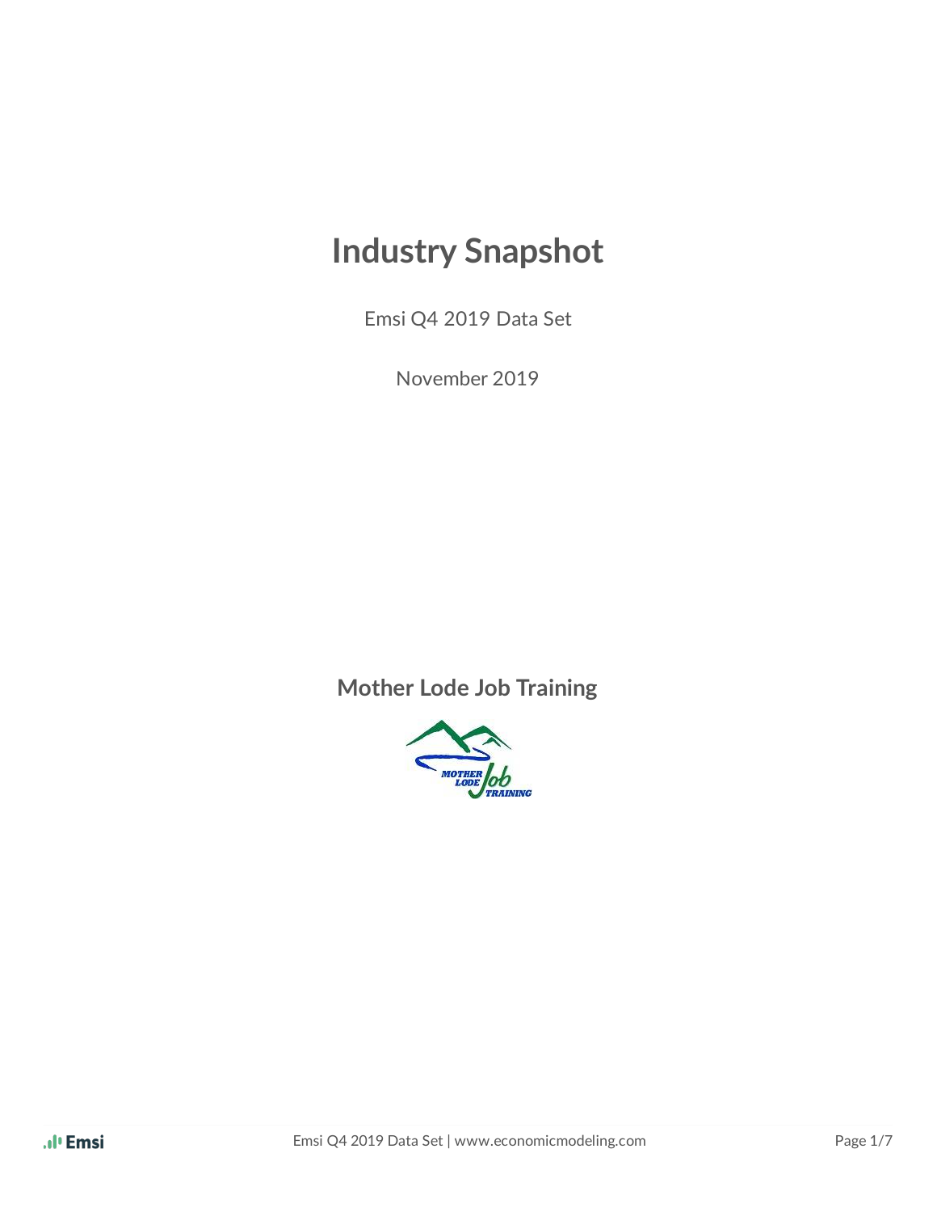# Industry Snapshot

Emsi Q4 2019 Data Set

November 2019

**Mother Lode Job Training**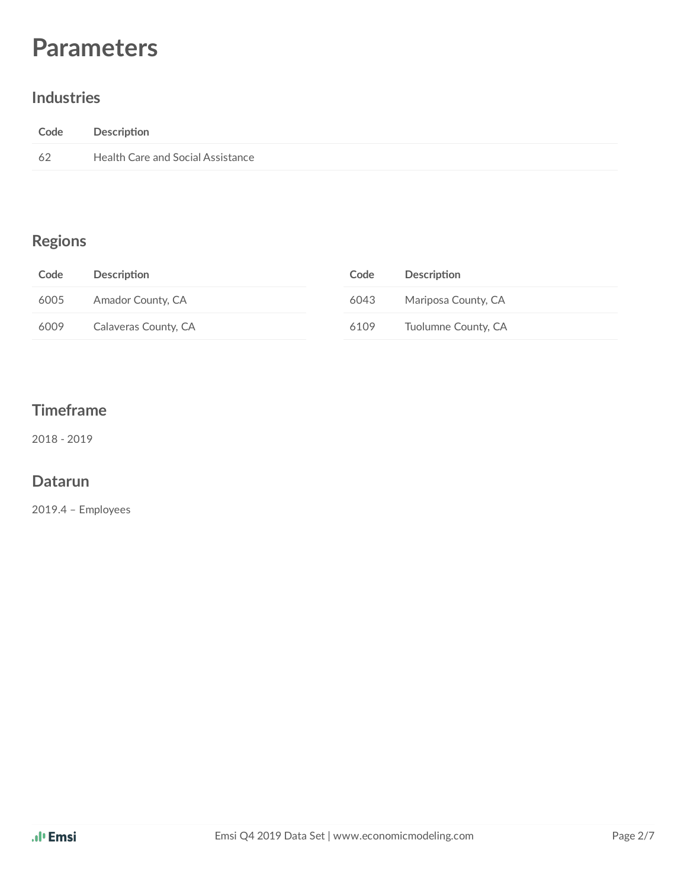# Parameters

## Industries

| Code | Description |
|---|---|
| 62 | Health Care and Social Assistance |

## Regions

| Code | Description | Code | Description |
|---|---|---|---|
| 6005 | Amador County, CA | 6043 | Mariposa County, CA |
| 6009 | Calaveras County, CA | 6109 | Tuolumne County, CA |

## Timeframe

2018 - 2019

## Datarun

2019.4 – Employees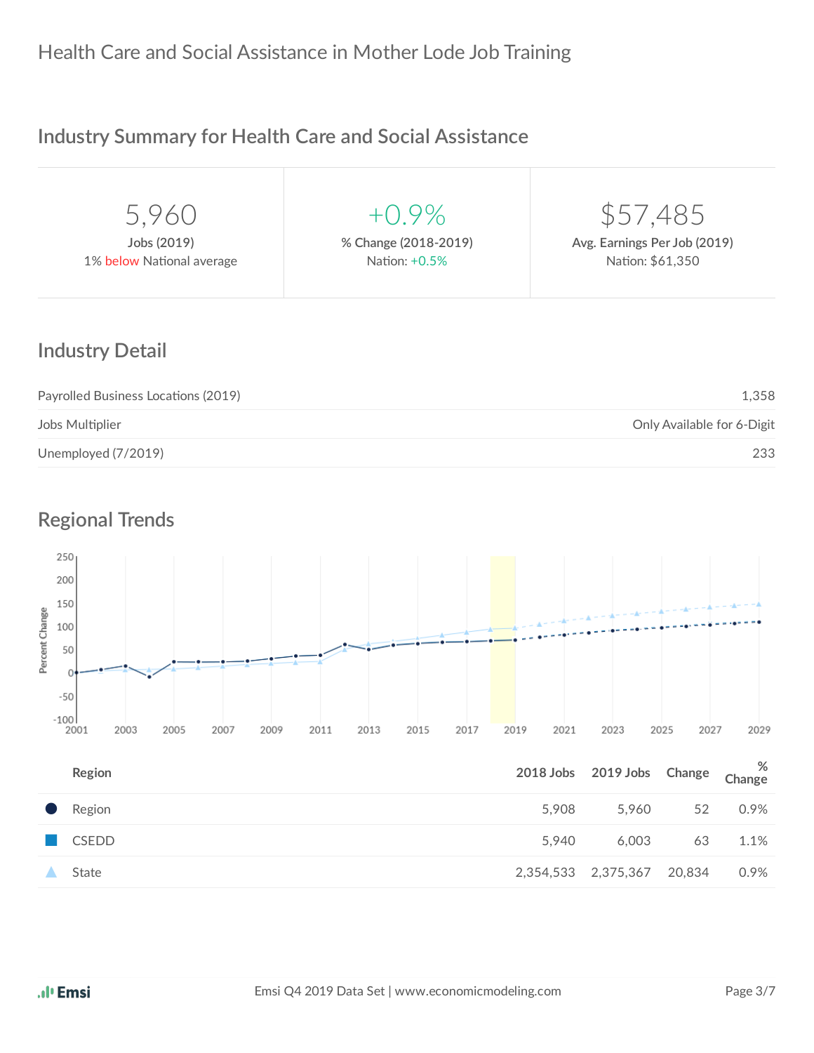# Health Care and Social Assistance in Mother Lode Job Training

## Industry Summary for Health Care and Social Assistance

| 5,960 | +0.9% | $57,485 |
|---|---|---|
| Jobs (2019) | % Change (2018-2019) | Avg. Earnings Per Job (2019) |
| 1% below National average | Nation: +0.5% | Nation: $61,350 |

## Industry Detail

| | |
|---|---|
| Payrolled Business Locations (2019) | 1,358 |
| Jobs Multiplier | Only Available for 6-Digit |
| Unemployed (7/2019) | 233 |

## Regional Trends

| Region | 2018 Jobs | 2019 Jobs | Change | % Change |
|---|---|---|---|---|
| Region | 5,908 | 5,960 | 52 | 0.9% |
| CSEDD | 5,940 | 6,003 | 63 | 1.1% |
| State | 2,354,533 | 2,375,367 | 20,834 | 0.9% |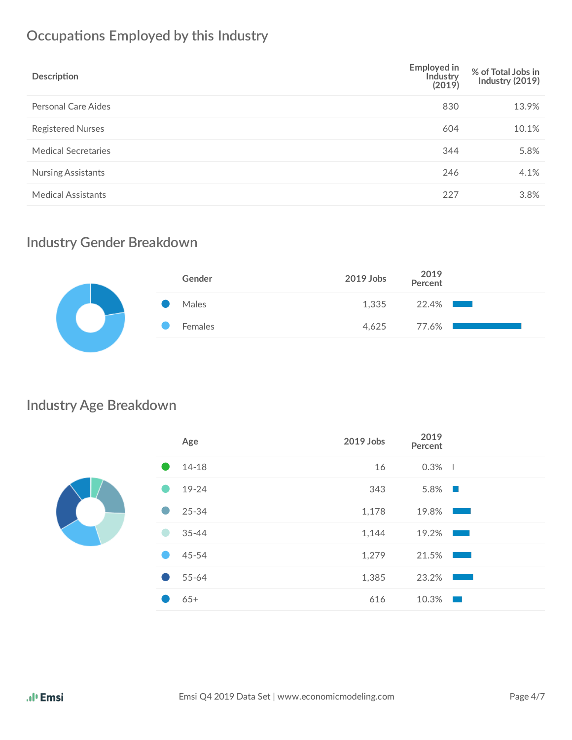## Occupations Employed by this Industry

| Description | Employed in Industry (2019) | % of Total Jobs in Industry (2019) |
|---|---|---|
| Personal Care Aides | 830 | 13.9% |
| Registered Nurses | 604 | 10.1% |
| Medical Secretaries | 344 | 5.8% |
| Nursing Assistants | 246 | 4.1% |
| Medical Assistants | 227 | 3.8% |

## Industry Gender Breakdown

| Gender | 2019 Jobs | 2019 Percent |
|---|---|---|
| Males | 1,335 | 22.4% |
| Females | 4,625 | 77.6% |

## Industry Age Breakdown

| Age | 2019 Jobs | 2019 Percent |
|---|---|---|
| 14-18 | 16 | 0.3% |
| 19-24 | 343 | 5.8% |
| 25-34 | 1,178 | 19.8% |
| 35-44 | 1,144 | 19.2% |
| 45-54 | 1,279 | 21.5% |
| 55-64 | 1,385 | 23.2% |
| 65+ | 616 | 10.3% |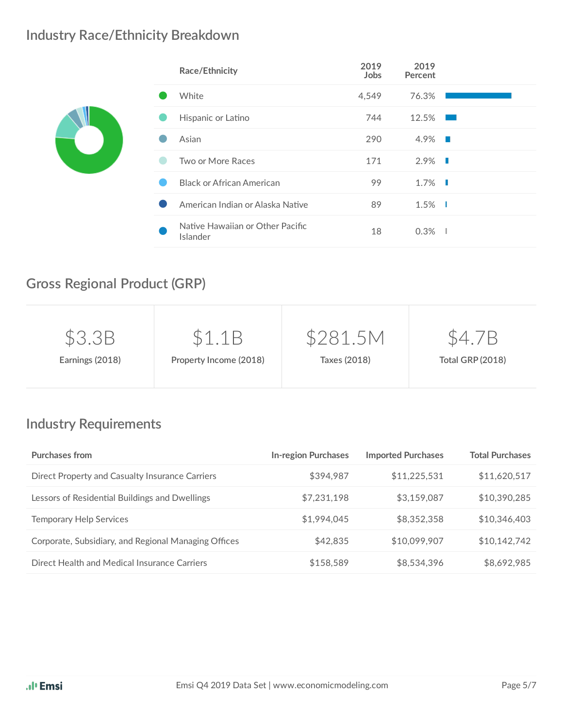## Industry Race/Ethnicity Breakdown

| Race/Ethnicity | 2019 Jobs | 2019 Percent |
|---|---|---|
| White | 4,549 | 76.3% |
| Hispanic or Latino | 744 | 12.5% |
| Asian | 290 | 4.9% |
| Two or More Races | 171 | 2.9% |
| Black or African American | 99 | 1.7% |
| American Indian or Alaska Native | 89 | 1.5% |
| Native Hawaiian or Other Pacific Islander | 18 | 0.3% |

## Gross Regional Product (GRP)

| $3.3B | $1.1B | $281.5M | $4.7B |
|---|---|---|---|
| Earnings (2018) | Property Income (2018) | Taxes (2018) | Total GRP (2018) |

## Industry Requirements

| Purchases from | In-region Purchases | Imported Purchases | Total Purchases |
|---|---|---|---|
| Direct Property and Casualty Insurance Carriers | $394,987 | $11,225,531 | $11,620,517 |
| Lessors of Residential Buildings and Dwellings | $7,231,198 | $3,159,087 | $10,390,285 |
| Temporary Help Services | $1,994,045 | $8,352,358 | $10,346,403 |
| Corporate, Subsidiary, and Regional Managing Offices | $42,835 | $10,099,907 | $10,142,742 |
| Direct Health and Medical Insurance Carriers | $158,589 | $8,534,396 | $8,692,985 |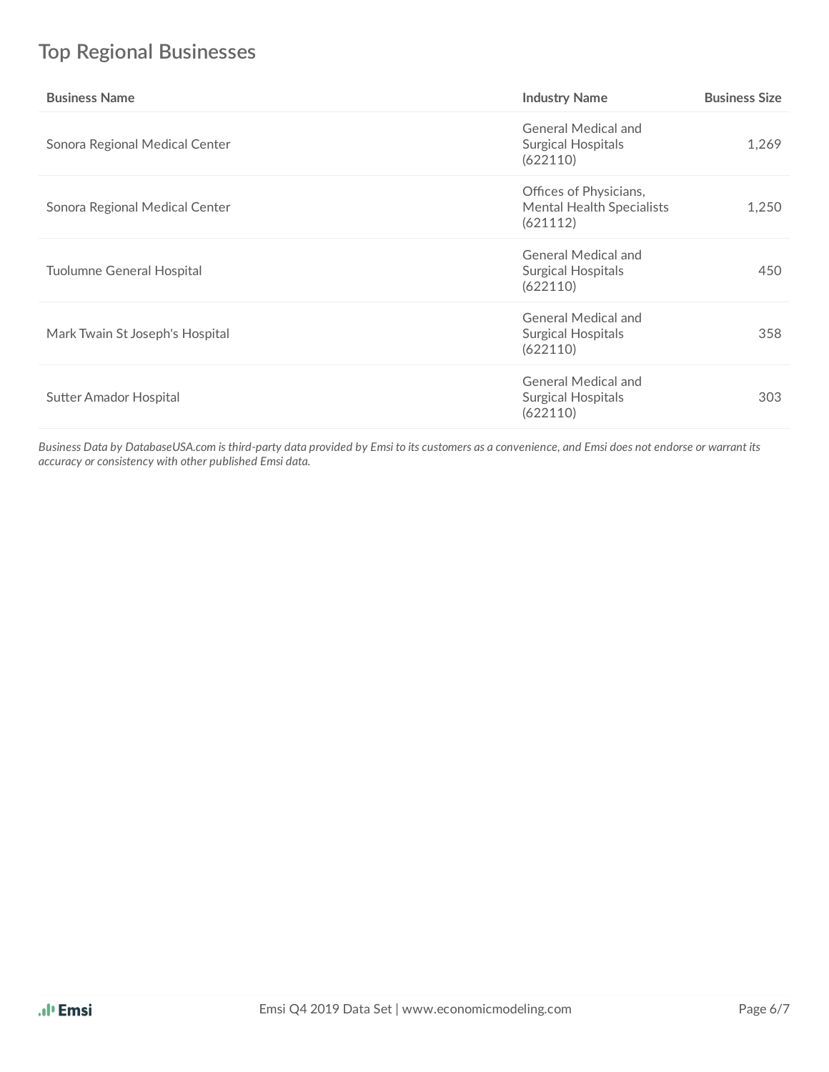## Top Regional Businesses

| Business Name | Industry Name | Business Size |
|---|---|---|
| Sonora Regional Medical Center | General Medical and Surgical Hospitals (622110) | 1,269 |
| Sonora Regional Medical Center | Offices of Physicians, Mental Health Specialists (621112) | 1,250 |
| Tuolumne General Hospital | General Medical and Surgical Hospitals (622110) | 450 |
| Mark Twain St Joseph's Hospital | General Medical and Surgical Hospitals (622110) | 358 |
| Sutter Amador Hospital | General Medical and Surgical Hospitals (622110) | 303 |

*Business Data by DatabaseUSA.com is third-party data provided by Emsi to its customers as a convenience, and Emsi does not endorse or warrant its accuracy or consistency with other published Emsi data.*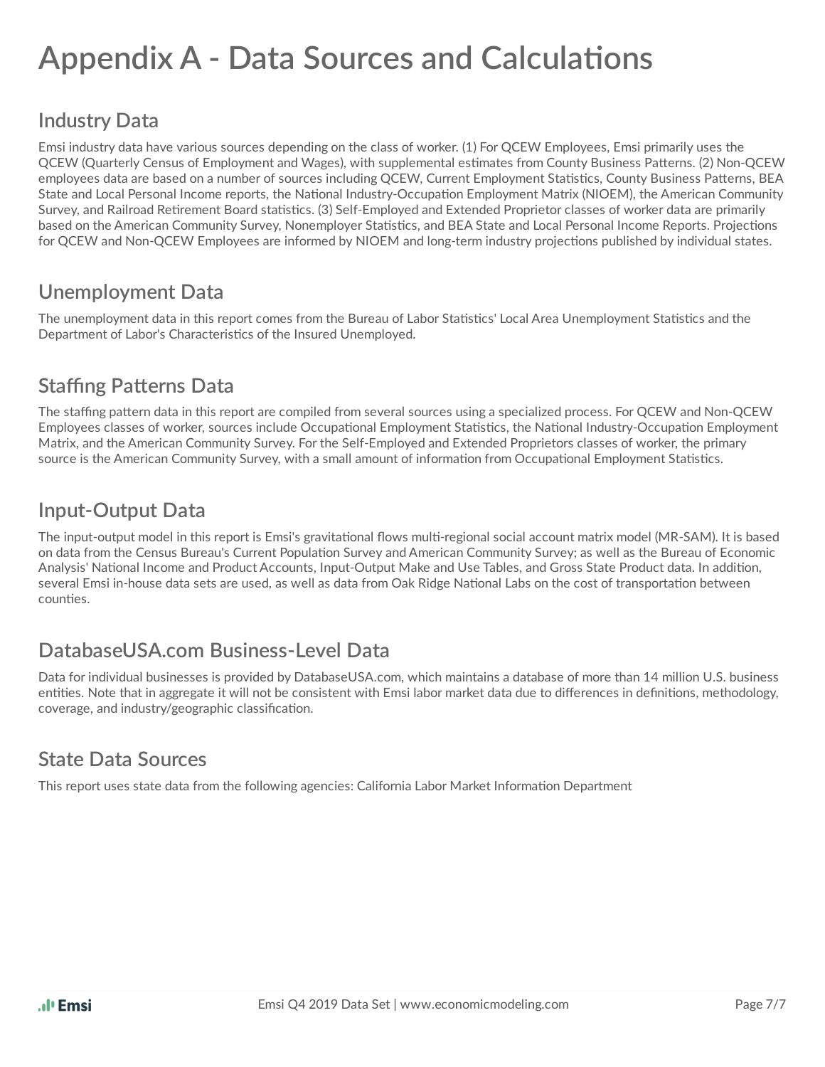# Appendix A - Data Sources and Calculations

## Industry Data

Emsi industry data have various sources depending on the class of worker. (1) For QCEW Employees, Emsi primarily uses the QCEW (Quarterly Census of Employment and Wages), with supplemental estimates from County Business Patterns. (2) Non-QCEW employees data are based on a number of sources including QCEW, Current Employment Statistics, County Business Patterns, BEA State and Local Personal Income reports, the National Industry-Occupation Employment Matrix (NIOEM), the American Community Survey, and Railroad Retirement Board statistics. (3) Self-Employed and Extended Proprietor classes of worker data are primarily based on the American Community Survey, Nonemployer Statistics, and BEA State and Local Personal Income Reports. Projections for QCEW and Non-QCEW Employees are informed by NIOEM and long-term industry projections published by individual states.

## Unemployment Data

The unemployment data in this report comes from the Bureau of Labor Statistics' Local Area Unemployment Statistics and the Department of Labor's Characteristics of the Insured Unemployed.

## Staffing Patterns Data

The staffing pattern data in this report are compiled from several sources using a specialized process. For QCEW and Non-QCEW Employees classes of worker, sources include Occupational Employment Statistics, the National Industry-Occupation Employment Matrix, and the American Community Survey. For the Self-Employed and Extended Proprietors classes of worker, the primary source is the American Community Survey, with a small amount of information from Occupational Employment Statistics.

## Input-Output Data

The input-output model in this report is Emsi's gravitational flows multi-regional social account matrix model (MR-SAM). It is based on data from the Census Bureau's Current Population Survey and American Community Survey; as well as the Bureau of Economic Analysis' National Income and Product Accounts, Input-Output Make and Use Tables, and Gross State Product data. In addition, several Emsi in-house data sets are used, as well as data from Oak Ridge National Labs on the cost of transportation between counties.

## DatabaseUSA.com Business-Level Data

Data for individual businesses is provided by DatabaseUSA.com, which maintains a database of more than 14 million U.S. business entities. Note that in aggregate it will not be consistent with Emsi labor market data due to differences in definitions, methodology, coverage, and industry/geographic classification.

## State Data Sources

This report uses state data from the following agencies: California Labor Market Information Department